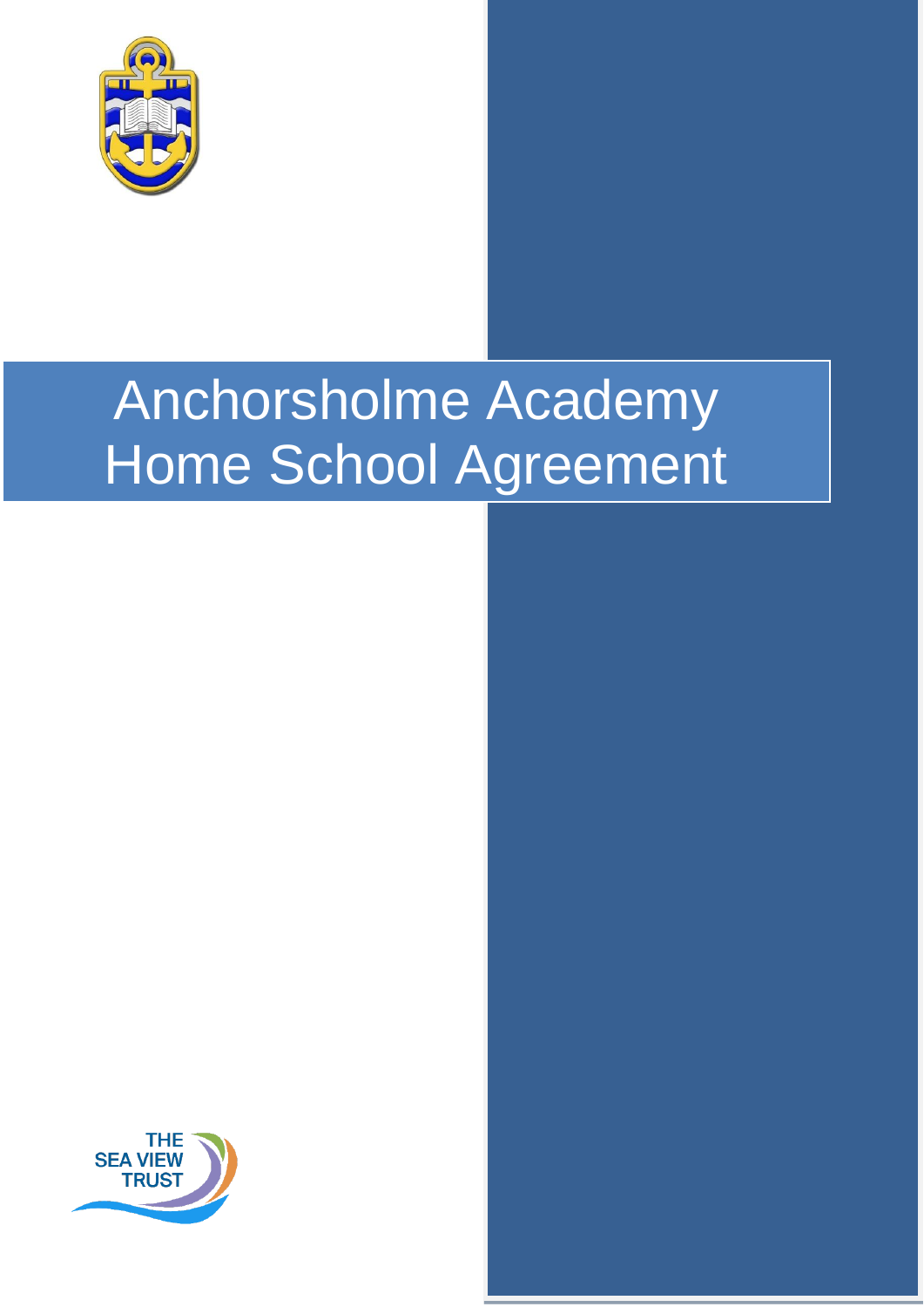# Anchorsholme Academy Home School Agreement

THE SEA VIEW TRUST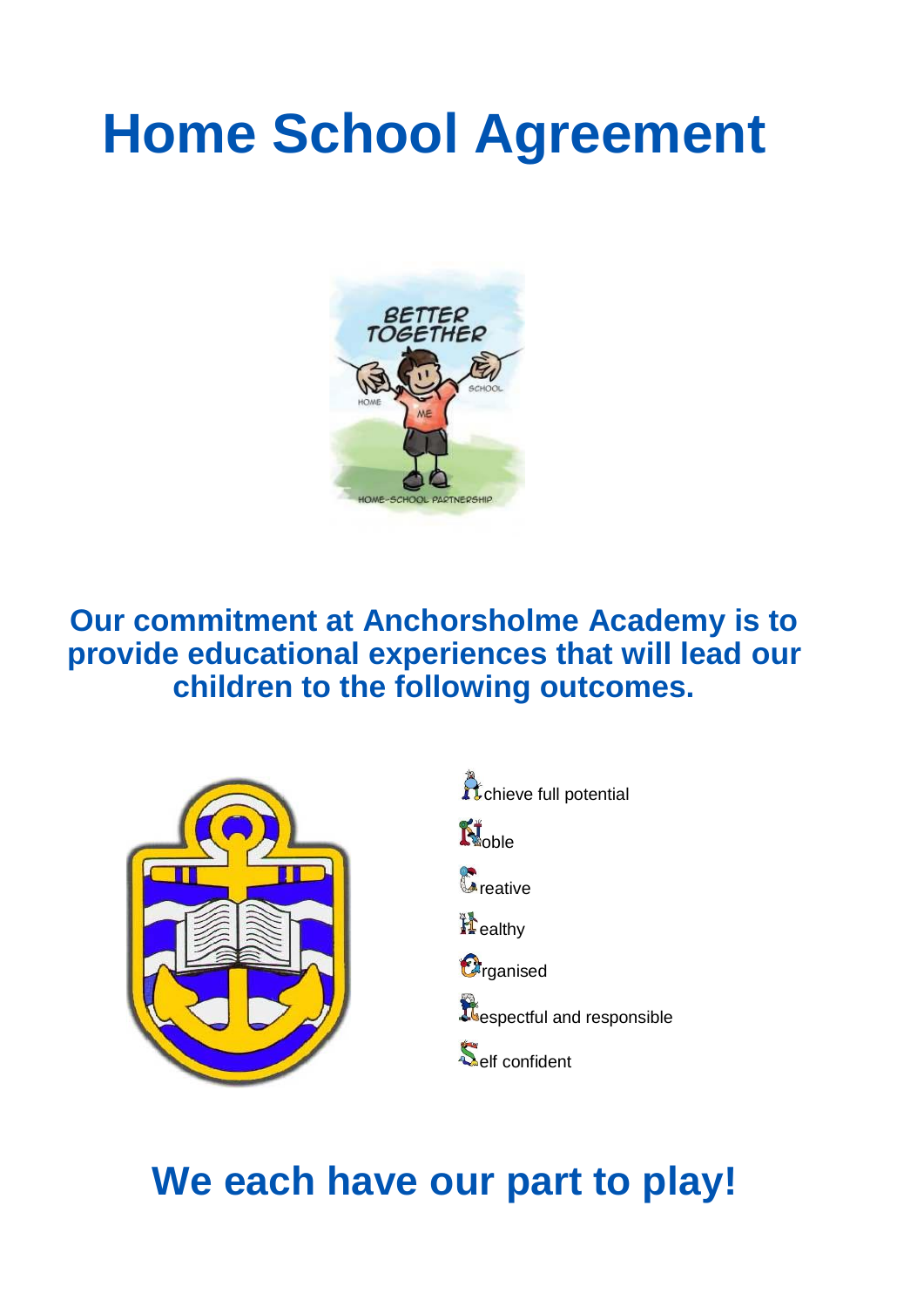# Home School Agreement

**Our commitment at Anchorsholme Academy is to provide educational experiences that will lead our children to the following outcomes.**

- Achieve full potential
- Noble
- Creative
- Healthy
- Organised
- Respectful and responsible
- Self confident

## We each have our part to play!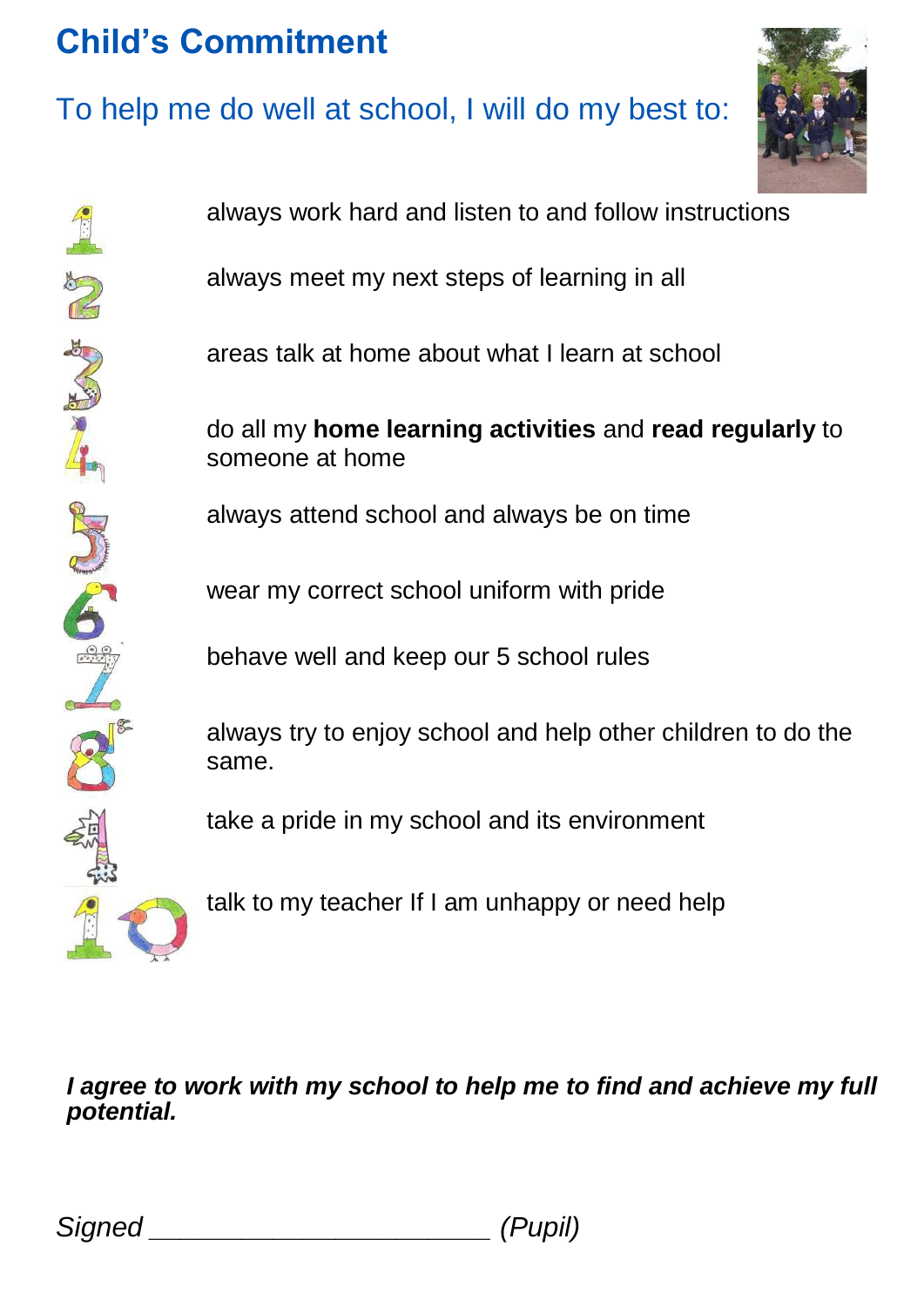# Child's Commitment

To help me do well at school, I will do my best to:

1. always work hard and listen to and follow instructions
2. always meet my next steps of learning in all
3. areas talk at home about what I learn at school
4. do all my **home learning activities** and **read regularly** to someone at home
5. always attend school and always be on time
6. wear my correct school uniform with pride
7. behave well and keep our 5 school rules
8. always try to enjoy school and help other children to do the same.
9. take a pride in my school and its environment
10. talk to my teacher If I am unhappy or need help

***I agree to work with my school to help me to find and achieve my full potential.***

*Signed* ______________________ *(Pupil)*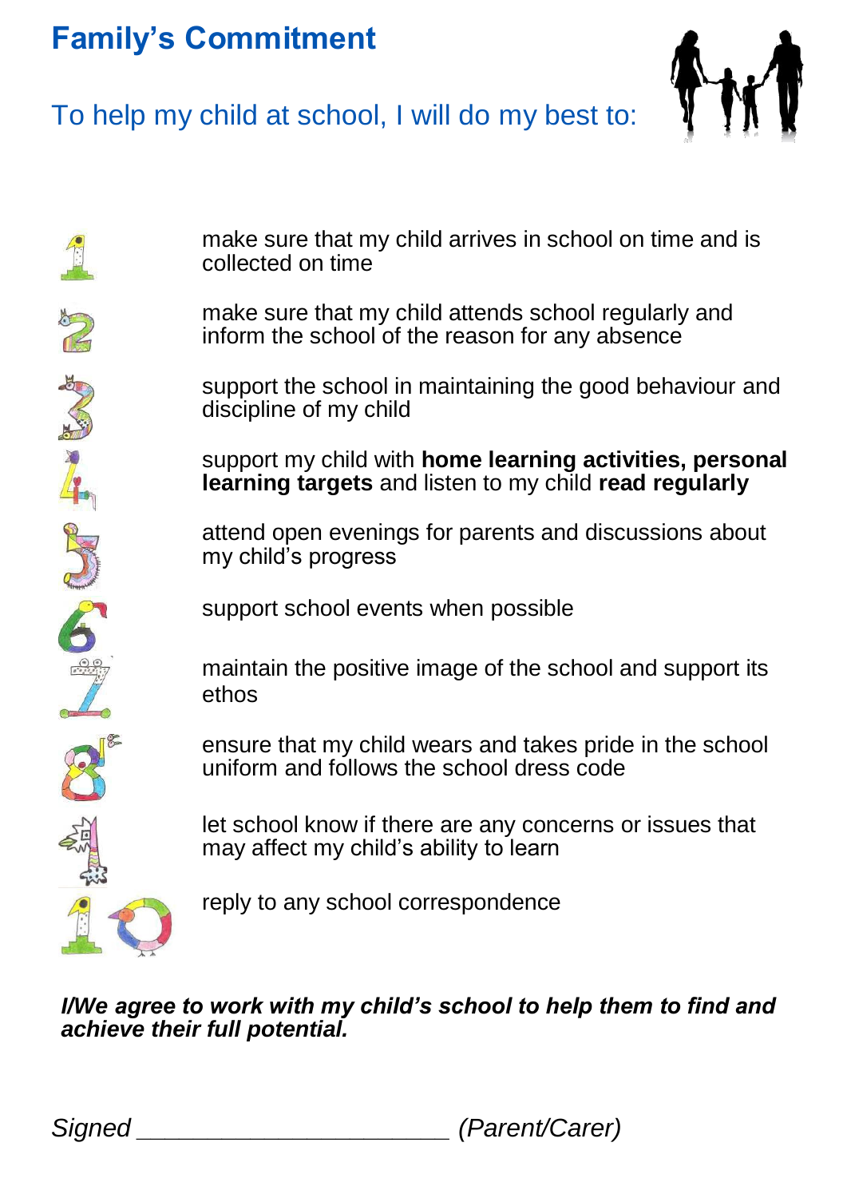# Family's Commitment

To help my child at school, I will do my best to:

1. make sure that my child arrives in school on time and is collected on time
2. make sure that my child attends school regularly and inform the school of the reason for any absence
3. support the school in maintaining the good behaviour and discipline of my child
4. support my child with **home learning activities, personal learning targets** and listen to my child **read regularly**
5. attend open evenings for parents and discussions about my child's progress
6. support school events when possible
7. maintain the positive image of the school and support its ethos
8. ensure that my child wears and takes pride in the school uniform and follows the school dress code
9. let school know if there are any concerns or issues that may affect my child's ability to learn
10. reply to any school correspondence

***I/We agree to work with my child's school to help them to find and achieve their full potential.***

*Signed _____________________ (Parent/Carer)*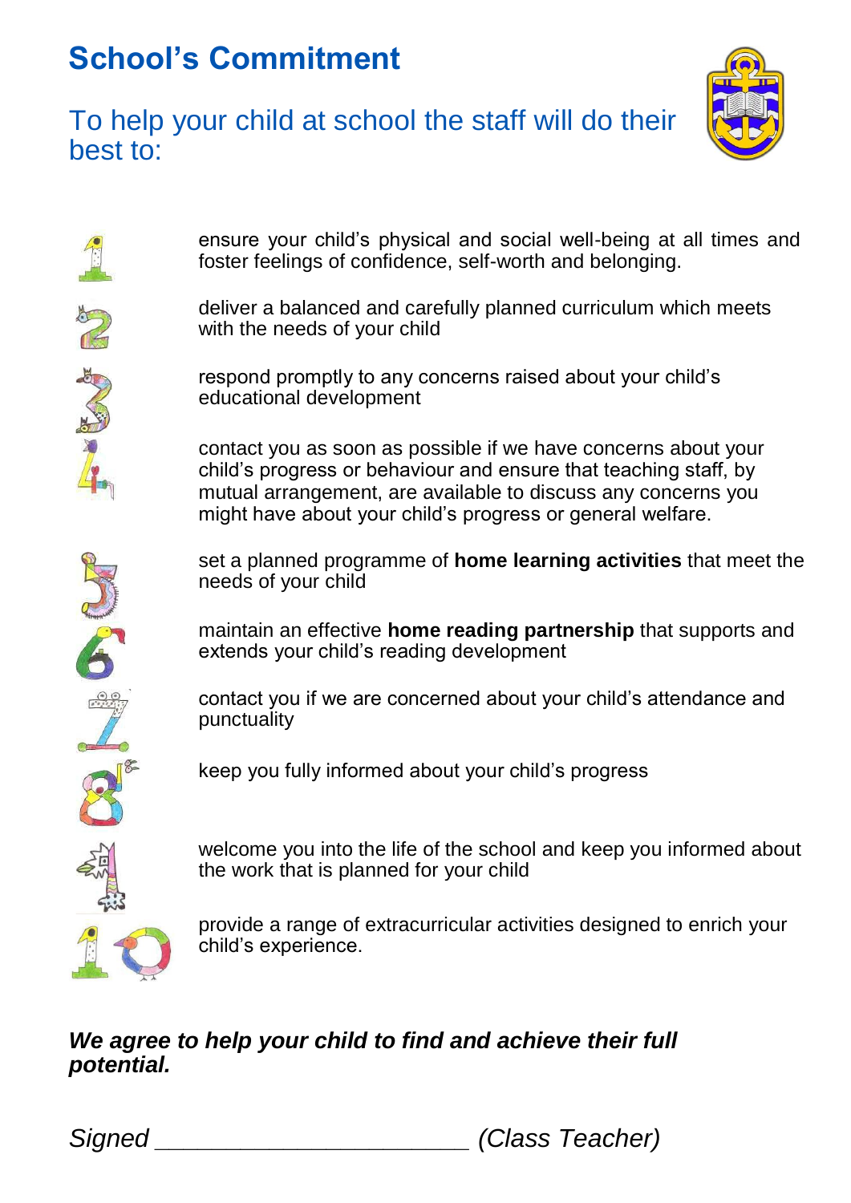# School's Commitment

## To help your child at school the staff will do their best to:

1. ensure your child's physical and social well-being at all times and foster feelings of confidence, self-worth and belonging.
2. deliver a balanced and carefully planned curriculum which meets with the needs of your child
3. respond promptly to any concerns raised about your child's educational development
4. contact you as soon as possible if we have concerns about your child's progress or behaviour and ensure that teaching staff, by mutual arrangement, are available to discuss any concerns you might have about your child's progress or general welfare.
5. set a planned programme of **home learning activities** that meet the needs of your child
6. maintain an effective **home reading partnership** that supports and extends your child's reading development
7. contact you if we are concerned about your child's attendance and punctuality
8. keep you fully informed about your child's progress
9. welcome you into the life of the school and keep you informed about the work that is planned for your child
10. provide a range of extracurricular activities designed to enrich your child's experience.

***We agree to help your child to find and achieve their full potential.***

*Signed ______________________ (Class Teacher)*